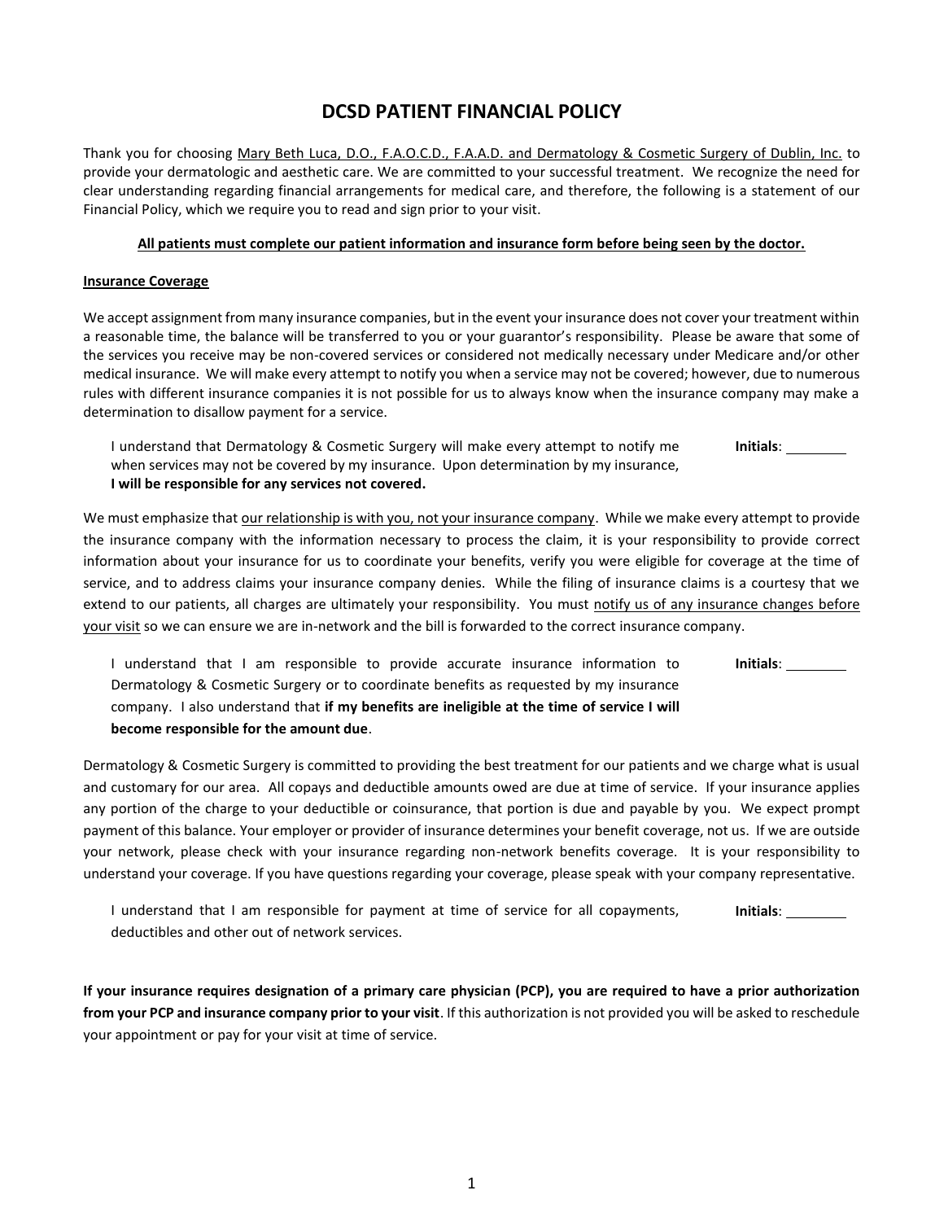# DCSD PATIENT FINANCIAL POLICY

Thank you for choosing <u>Mary Beth Luca, D.O., F.A.O.C.D., F.A.A.D. and Dermatology & Cosmetic Surgery of Dublin, Inc.</u> to provide your dermatologic and aesthetic care. We are committed to your successful treatment. We recognize the need for clear understanding regarding financial arrangements for medical care, and therefore, the following is a statement of our Financial Policy, which we require you to read and sign prior to your visit.

**<u>All patients must complete our patient information and insurance form before being seen by the doctor.</u>**

**<u>Insurance Coverage</u>**

We accept assignment from many insurance companies, but in the event your insurance does not cover your treatment within a reasonable time, the balance will be transferred to you or your guarantor's responsibility. Please be aware that some of the services you receive may be non-covered services or considered not medically necessary under Medicare and/or other medical insurance. We will make every attempt to notify you when a service may not be covered; however, due to numerous rules with different insurance companies it is not possible for us to always know when the insurance company may make a determination to disallow payment for a service.

> I understand that Dermatology & Cosmetic Surgery will make every attempt to notify me when services may not be covered by my insurance. Upon determination by my insurance, **I will be responsible for any services not covered.**
>
> **Initials**: ________

We must emphasize that <u>our relationship is with you, not your insurance company</u>. While we make every attempt to provide the insurance company with the information necessary to process the claim, it is your responsibility to provide correct information about your insurance for us to coordinate your benefits, verify you were eligible for coverage at the time of service, and to address claims your insurance company denies. While the filing of insurance claims is a courtesy that we extend to our patients, all charges are ultimately your responsibility. You must <u>notify us of any insurance changes before your visit</u> so we can ensure we are in-network and the bill is forwarded to the correct insurance company.

> I understand that I am responsible to provide accurate insurance information to Dermatology & Cosmetic Surgery or to coordinate benefits as requested by my insurance company. I also understand that **if my benefits are ineligible at the time of service I will become responsible for the amount due**.
>
> **Initials**: ________

Dermatology & Cosmetic Surgery is committed to providing the best treatment for our patients and we charge what is usual and customary for our area. All copays and deductible amounts owed are due at time of service. If your insurance applies any portion of the charge to your deductible or coinsurance, that portion is due and payable by you. We expect prompt payment of this balance. Your employer or provider of insurance determines your benefit coverage, not us. If we are outside your network, please check with your insurance regarding non-network benefits coverage. It is your responsibility to understand your coverage. If you have questions regarding your coverage, please speak with your company representative.

> I understand that I am responsible for payment at time of service for all copayments, deductibles and other out of network services.
>
> **Initials**: ________

**If your insurance requires designation of a primary care physician (PCP), you are required to have a prior authorization from your PCP and insurance company prior to your visit**. If this authorization is not provided you will be asked to reschedule your appointment or pay for your visit at time of service.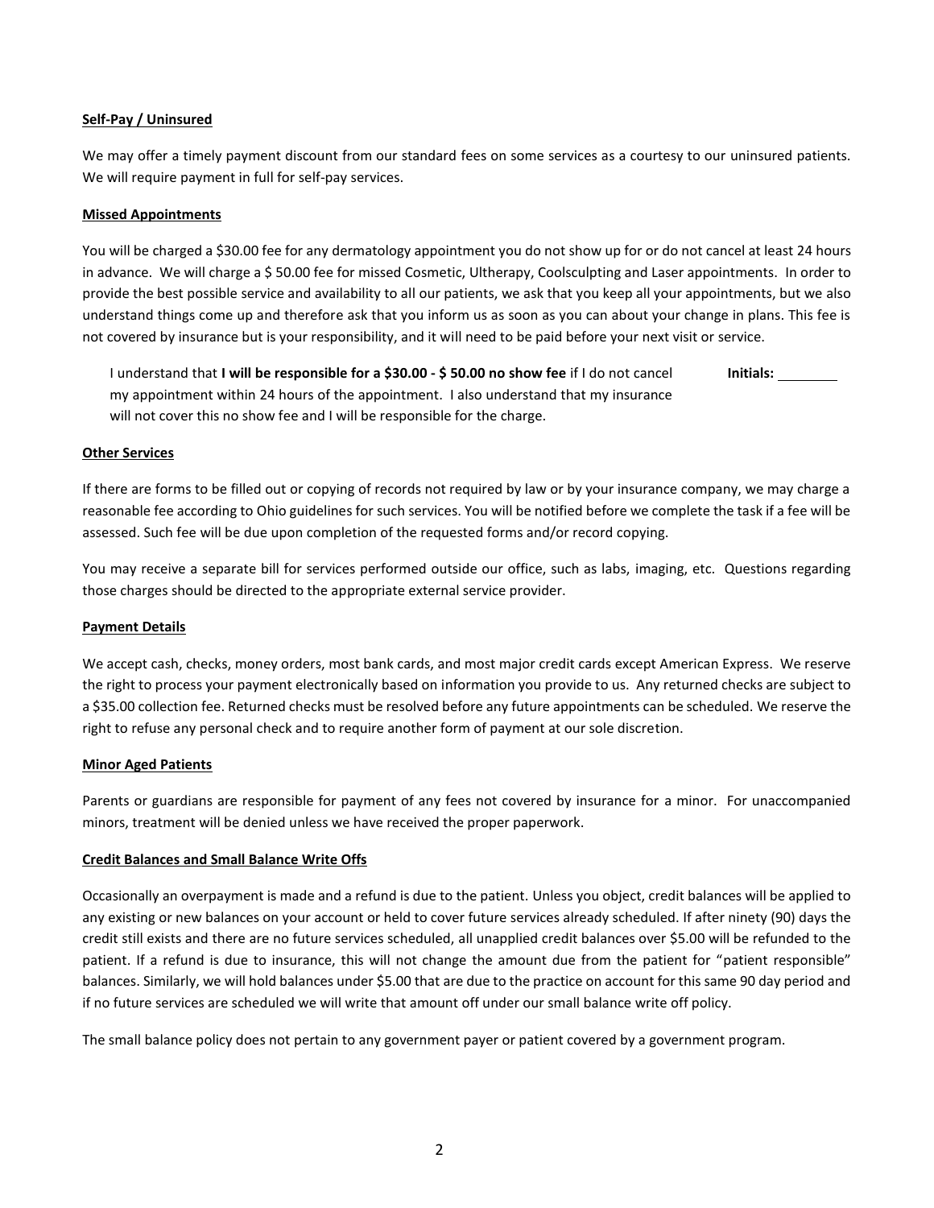**Self-Pay / Uninsured**

We may offer a timely payment discount from our standard fees on some services as a courtesy to our uninsured patients. We will require payment in full for self-pay services.

**Missed Appointments**

You will be charged a $30.00 fee for any dermatology appointment you do not show up for or do not cancel at least 24 hours in advance. We will charge a $ 50.00 fee for missed Cosmetic, Ultherapy, Coolsculpting and Laser appointments. In order to provide the best possible service and availability to all our patients, we ask that you keep all your appointments, but we also understand things come up and therefore ask that you inform us as soon as you can about your change in plans. This fee is not covered by insurance but is your responsibility, and it will need to be paid before your next visit or service.

> I understand that **I will be responsible for a $30.00 - $ 50.00 no show fee** if I do not cancel my appointment within 24 hours of the appointment. I also understand that my insurance will not cover this no show fee and I will be responsible for the charge. **Initials:** ________

**Other Services**

If there are forms to be filled out or copying of records not required by law or by your insurance company, we may charge a reasonable fee according to Ohio guidelines for such services. You will be notified before we complete the task if a fee will be assessed. Such fee will be due upon completion of the requested forms and/or record copying.

You may receive a separate bill for services performed outside our office, such as labs, imaging, etc. Questions regarding those charges should be directed to the appropriate external service provider.

**Payment Details**

We accept cash, checks, money orders, most bank cards, and most major credit cards except American Express. We reserve the right to process your payment electronically based on information you provide to us. Any returned checks are subject to a $35.00 collection fee. Returned checks must be resolved before any future appointments can be scheduled. We reserve the right to refuse any personal check and to require another form of payment at our sole discretion.

**Minor Aged Patients**

Parents or guardians are responsible for payment of any fees not covered by insurance for a minor. For unaccompanied minors, treatment will be denied unless we have received the proper paperwork.

**Credit Balances and Small Balance Write Offs**

Occasionally an overpayment is made and a refund is due to the patient. Unless you object, credit balances will be applied to any existing or new balances on your account or held to cover future services already scheduled. If after ninety (90) days the credit still exists and there are no future services scheduled, all unapplied credit balances over $5.00 will be refunded to the patient. If a refund is due to insurance, this will not change the amount due from the patient for "patient responsible" balances. Similarly, we will hold balances under $5.00 that are due to the practice on account for this same 90 day period and if no future services are scheduled we will write that amount off under our small balance write off policy.

The small balance policy does not pertain to any government payer or patient covered by a government program.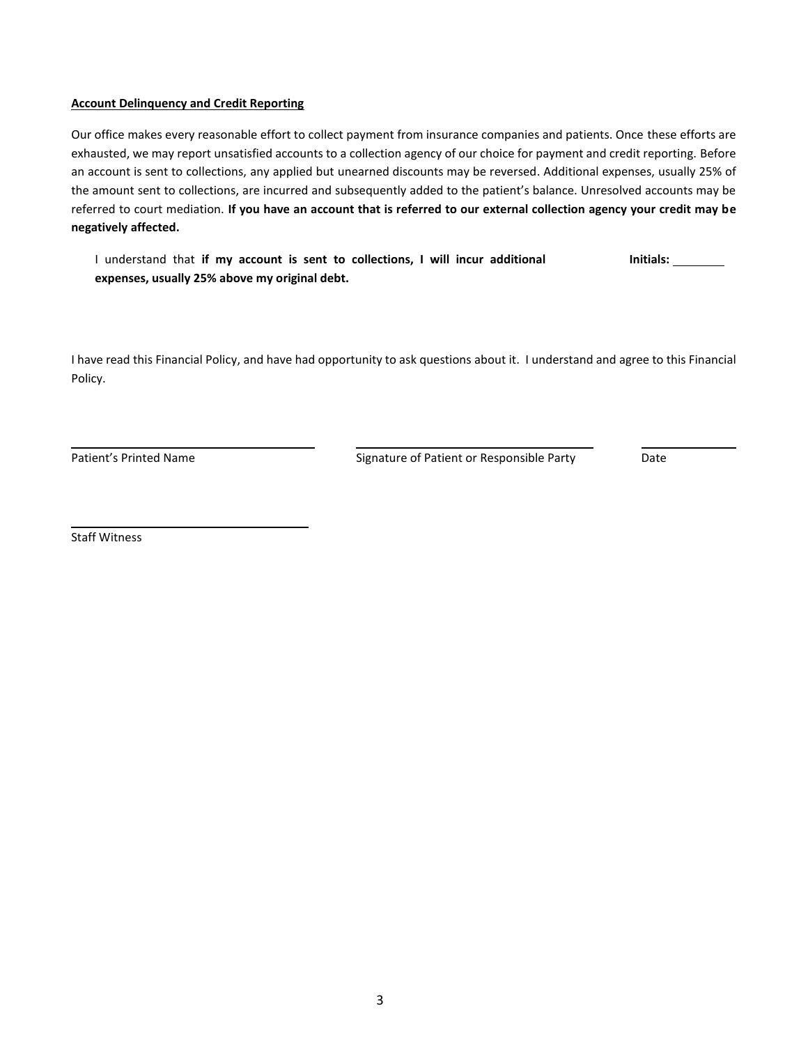**Account Delinquency and Credit Reporting**

Our office makes every reasonable effort to collect payment from insurance companies and patients. Once these efforts are exhausted, we may report unsatisfied accounts to a collection agency of our choice for payment and credit reporting. Before an account is sent to collections, any applied but unearned discounts may be reversed. Additional expenses, usually 25% of the amount sent to collections, are incurred and subsequently added to the patient's balance. Unresolved accounts may be referred to court mediation. **If you have an account that is referred to our external collection agency your credit may be negatively affected.**

I understand that **if my account is sent to collections, I will incur additional expenses, usually 25% above my original debt.** **Initials:** ________

I have read this Financial Policy, and have had opportunity to ask questions about it. I understand and agree to this Financial Policy.

______________________________ ______________________________ ____________
Patient's Printed Name Signature of Patient or Responsible Party Date

______________________________
Staff Witness